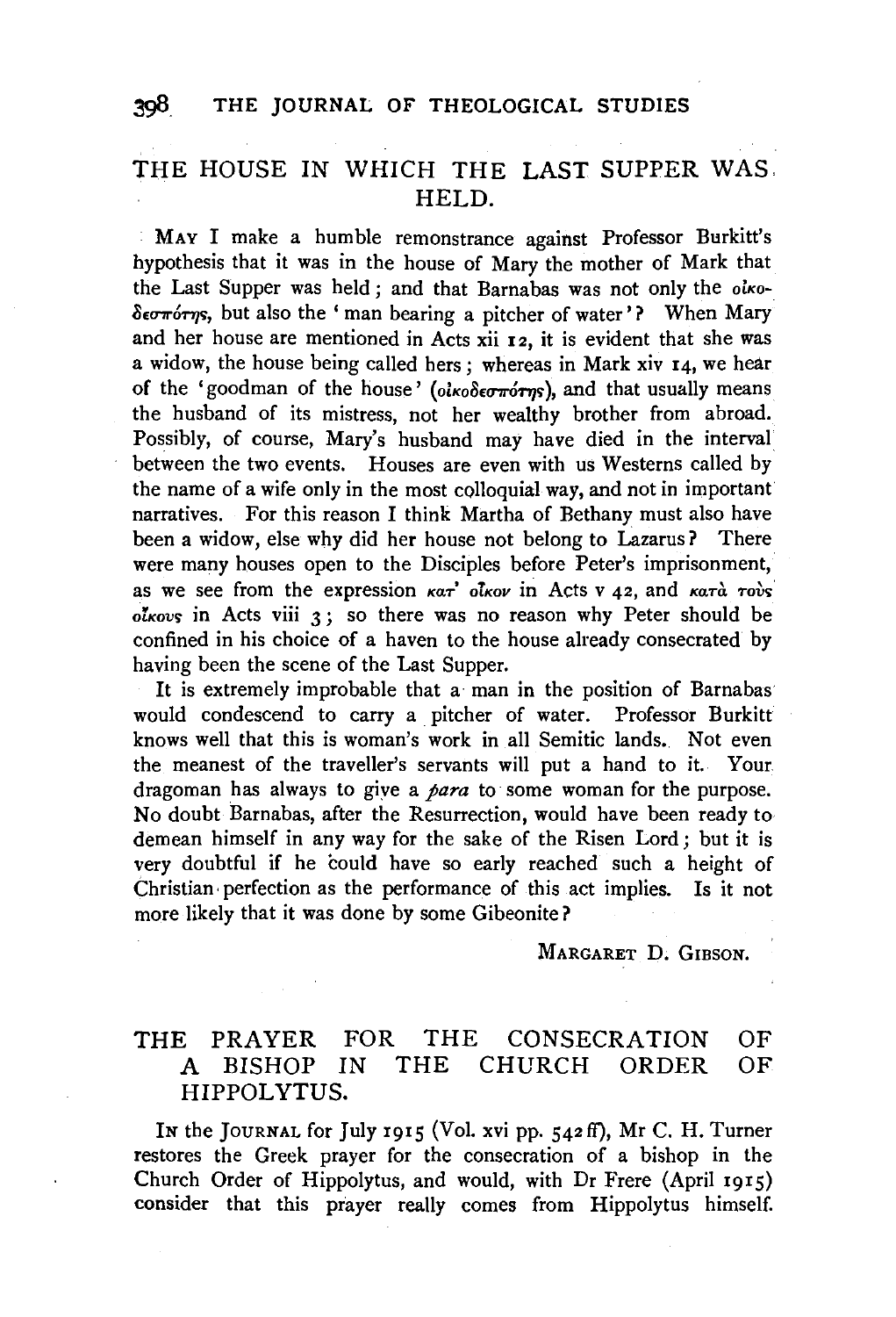## THE HOUSE IN WHICH THE LAST SUPPER WAS HELD.

MAY I make a humble remonstrance against Professor Burkitt's hypothesis that it was in the house of Mary the mother of Mark that the Last Supper was held; and that Barnabas was not only the οἰκοδεσπότης, but also the 'man bearing a pitcher of water'? When Mary and her house are mentioned in Acts xii 12, it is evident that she was a widow, the house being called hers; whereas in Mark xiv 14, we hear of the 'goodman of the house' (οἰκοδεσπότης), and that usually means the husband of its mistress, not her wealthy brother from abroad. Possibly, of course, Mary's husband may have died in the interval between the two events. Houses are even with us Westerns called by the name of a wife only in the most colloquial way, and not in important narratives. For this reason I think Martha of Bethany must also have been a widow, else why did her house not belong to Lazarus? There were many houses open to the Disciples before Peter's imprisonment, as we see from the expression κατ' οἶκον in Acts v 42, and κατὰ τοὺς οἴκους in Acts viii 3; so there was no reason why Peter should be confined in his choice of a haven to the house already consecrated by having been the scene of the Last Supper.

It is extremely improbable that a man in the position of Barnabas would condescend to carry a pitcher of water. Professor Burkitt knows well that this is woman's work in all Semitic lands. Not even the meanest of the traveller's servants will put a hand to it. Your dragoman has always to give a *para* to some woman for the purpose. No doubt Barnabas, after the Resurrection, would have been ready to demean himself in any way for the sake of the Risen Lord; but it is very doubtful if he could have so early reached such a height of Christian perfection as the performance of this act implies. Is it not more likely that it was done by some Gibeonite?

MARGARET D. GIBSON.

## THE PRAYER FOR THE CONSECRATION OF A BISHOP IN THE CHURCH ORDER OF HIPPOLYTUS.

IN the JOURNAL for July 1915 (Vol. xvi pp. 542 ff), Mr C. H. Turner restores the Greek prayer for the consecration of a bishop in the Church Order of Hippolytus, and would, with Dr Frere (April 1915) consider that this prayer really comes from Hippolytus himself.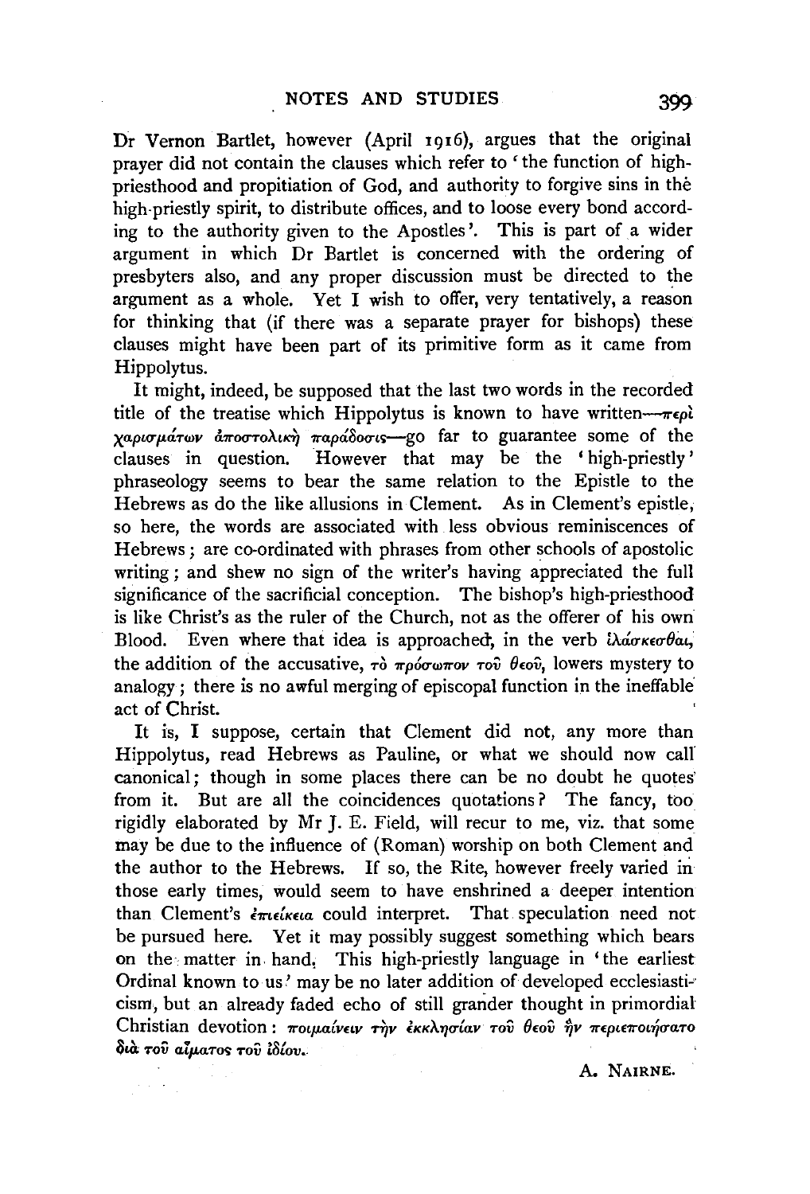Dr Vernon Bartlet, however (April 1916), argues that the original prayer did not contain the clauses which refer to 'the function of high-priesthood and propitiation of God, and authority to forgive sins in the high-priestly spirit, to distribute offices, and to loose every bond according to the authority given to the Apostles'. This is part of a wider argument in which Dr Bartlet is concerned with the ordering of presbyters also, and any proper discussion must be directed to the argument as a whole. Yet I wish to offer, very tentatively, a reason for thinking that (if there was a separate prayer for bishops) these clauses might have been part of its primitive form as it came from Hippolytus.

It might, indeed, be supposed that the last two words in the recorded title of the treatise which Hippolytus is known to have written—περὶ χαρισμάτων ἀποστολικὴ παράδοσις—go far to guarantee some of the clauses in question. However that may be the 'high-priestly' phraseology seems to bear the same relation to the Epistle to the Hebrews as do the like allusions in Clement. As in Clement's epistle, so here, the words are associated with less obvious reminiscences of Hebrews; are co-ordinated with phrases from other schools of apostolic writing; and shew no sign of the writer's having appreciated the full significance of the sacrificial conception. The bishop's high-priesthood is like Christ's as the ruler of the Church, not as the offerer of his own Blood. Even where that idea is approached, in the verb ἱλάσκεσθαι, the addition of the accusative, τὸ πρόσωπον τοῦ θεοῦ, lowers mystery to analogy; there is no awful merging of episcopal function in the ineffable act of Christ.

It is, I suppose, certain that Clement did not, any more than Hippolytus, read Hebrews as Pauline, or what we should now call canonical; though in some places there can be no doubt he quotes from it. But are all the coincidences quotations? The fancy, too rigidly elaborated by Mr J. E. Field, will recur to me, viz. that some may be due to the influence of (Roman) worship on both Clement and the author to the Hebrews. If so, the Rite, however freely varied in those early times, would seem to have enshrined a deeper intention than Clement's ἐπιείκεια could interpret. That speculation need not be pursued here. Yet it may possibly suggest something which bears on the matter in hand. This high-priestly language in 'the earliest Ordinal known to us' may be no later addition of developed ecclesiasticism, but an already faded echo of still grander thought in primordial Christian devotion: ποιμαίνειν τὴν ἐκκλησίαν τοῦ θεοῦ ἣν περιεποιήσατο διὰ τοῦ αἵματος τοῦ ἰδίου.

A. NAIRNE.